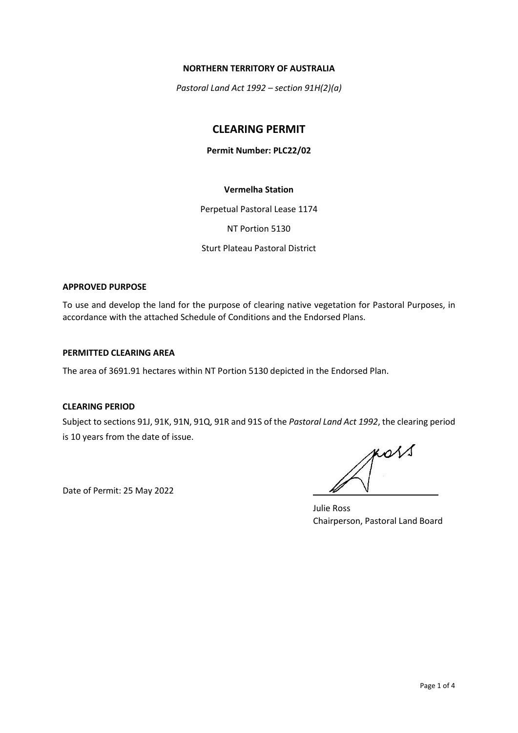**NORTHERN TERRITORY OF AUSTRALIA**

*Pastoral Land Act 1992 – section 91H(2)(a)*

# CLEARING PERMIT

**Permit Number: PLC22/02**

**Vermelha Station**

Perpetual Pastoral Lease 1174

NT Portion 5130

Sturt Plateau Pastoral District

**APPROVED PURPOSE**

To use and develop the land for the purpose of clearing native vegetation for Pastoral Purposes, in accordance with the attached Schedule of Conditions and the Endorsed Plans.

**PERMITTED CLEARING AREA**

The area of 3691.91 hectares within NT Portion 5130 depicted in the Endorsed Plan.

**CLEARING PERIOD**

Subject to sections 91J, 91K, 91N, 91Q, 91R and 91S of the *Pastoral Land Act 1992*, the clearing period is 10 years from the date of issue.

Date of Permit: 25 May 2022

Julie Ross
Chairperson, Pastoral Land Board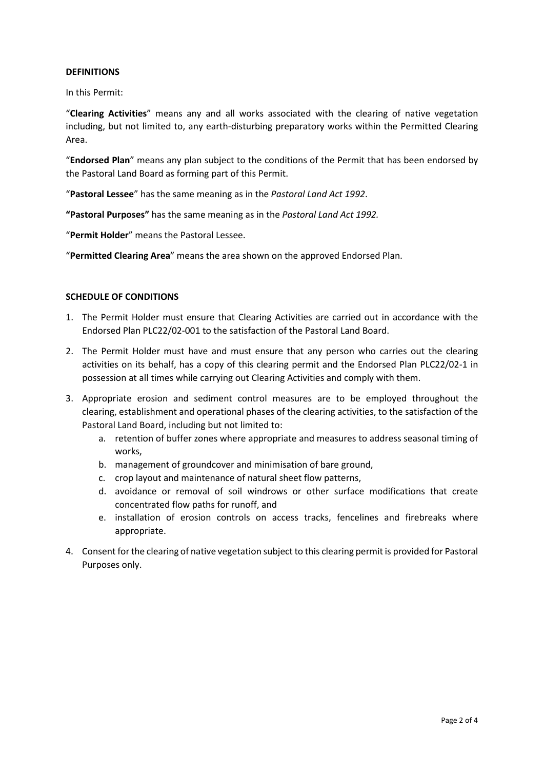**DEFINITIONS**

In this Permit:

"**Clearing Activities**" means any and all works associated with the clearing of native vegetation including, but not limited to, any earth-disturbing preparatory works within the Permitted Clearing Area.

"**Endorsed Plan**" means any plan subject to the conditions of the Permit that has been endorsed by the Pastoral Land Board as forming part of this Permit.

"**Pastoral Lessee**" has the same meaning as in the *Pastoral Land Act 1992*.

**"Pastoral Purposes"** has the same meaning as in the *Pastoral Land Act 1992.*

"**Permit Holder**" means the Pastoral Lessee.

"**Permitted Clearing Area**" means the area shown on the approved Endorsed Plan.

**SCHEDULE OF CONDITIONS**

1. The Permit Holder must ensure that Clearing Activities are carried out in accordance with the Endorsed Plan PLC22/02-001 to the satisfaction of the Pastoral Land Board.
2. The Permit Holder must have and must ensure that any person who carries out the clearing activities on its behalf, has a copy of this clearing permit and the Endorsed Plan PLC22/02-1 in possession at all times while carrying out Clearing Activities and comply with them.
3. Appropriate erosion and sediment control measures are to be employed throughout the clearing, establishment and operational phases of the clearing activities, to the satisfaction of the Pastoral Land Board, including but not limited to:
   a. retention of buffer zones where appropriate and measures to address seasonal timing of works,
   b. management of groundcover and minimisation of bare ground,
   c. crop layout and maintenance of natural sheet flow patterns,
   d. avoidance or removal of soil windrows or other surface modifications that create concentrated flow paths for runoff, and
   e. installation of erosion controls on access tracks, fencelines and firebreaks where appropriate.
4. Consent for the clearing of native vegetation subject to this clearing permit is provided for Pastoral Purposes only.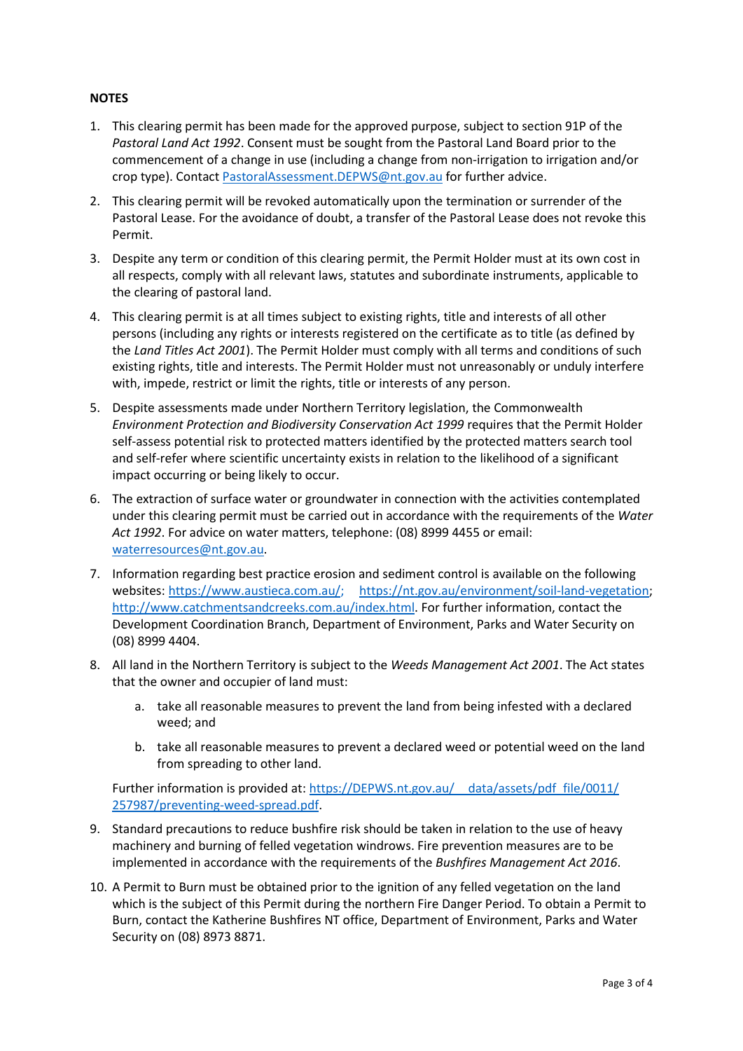**NOTES**

1. This clearing permit has been made for the approved purpose, subject to section 91P of the *Pastoral Land Act 1992*. Consent must be sought from the Pastoral Land Board prior to the commencement of a change in use (including a change from non-irrigation to irrigation and/or crop type). Contact PastoralAssessment.DEPWS@nt.gov.au for further advice.

2. This clearing permit will be revoked automatically upon the termination or surrender of the Pastoral Lease. For the avoidance of doubt, a transfer of the Pastoral Lease does not revoke this Permit.

3. Despite any term or condition of this clearing permit, the Permit Holder must at its own cost in all respects, comply with all relevant laws, statutes and subordinate instruments, applicable to the clearing of pastoral land.

4. This clearing permit is at all times subject to existing rights, title and interests of all other persons (including any rights or interests registered on the certificate as to title (as defined by the *Land Titles Act 2001*). The Permit Holder must comply with all terms and conditions of such existing rights, title and interests. The Permit Holder must not unreasonably or unduly interfere with, impede, restrict or limit the rights, title or interests of any person.

5. Despite assessments made under Northern Territory legislation, the Commonwealth *Environment Protection and Biodiversity Conservation Act 1999* requires that the Permit Holder self-assess potential risk to protected matters identified by the protected matters search tool and self-refer where scientific uncertainty exists in relation to the likelihood of a significant impact occurring or being likely to occur.

6. The extraction of surface water or groundwater in connection with the activities contemplated under this clearing permit must be carried out in accordance with the requirements of the *Water Act 1992*. For advice on water matters, telephone: (08) 8999 4455 or email: waterresources@nt.gov.au.

7. Information regarding best practice erosion and sediment control is available on the following websites: https://www.austieca.com.au/; https://nt.gov.au/environment/soil-land-vegetation; http://www.catchmentsandcreeks.com.au/index.html. For further information, contact the Development Coordination Branch, Department of Environment, Parks and Water Security on (08) 8999 4404.

8. All land in the Northern Territory is subject to the *Weeds Management Act 2001*. The Act states that the owner and occupier of land must:

   a. take all reasonable measures to prevent the land from being infested with a declared weed; and

   b. take all reasonable measures to prevent a declared weed or potential weed on the land from spreading to other land.

   Further information is provided at: https://DEPWS.nt.gov.au/__data/assets/pdf_file/0011/257987/preventing-weed-spread.pdf.

9. Standard precautions to reduce bushfire risk should be taken in relation to the use of heavy machinery and burning of felled vegetation windrows. Fire prevention measures are to be implemented in accordance with the requirements of the *Bushfires Management Act 2016*.

10. A Permit to Burn must be obtained prior to the ignition of any felled vegetation on the land which is the subject of this Permit during the northern Fire Danger Period. To obtain a Permit to Burn, contact the Katherine Bushfires NT office, Department of Environment, Parks and Water Security on (08) 8973 8871.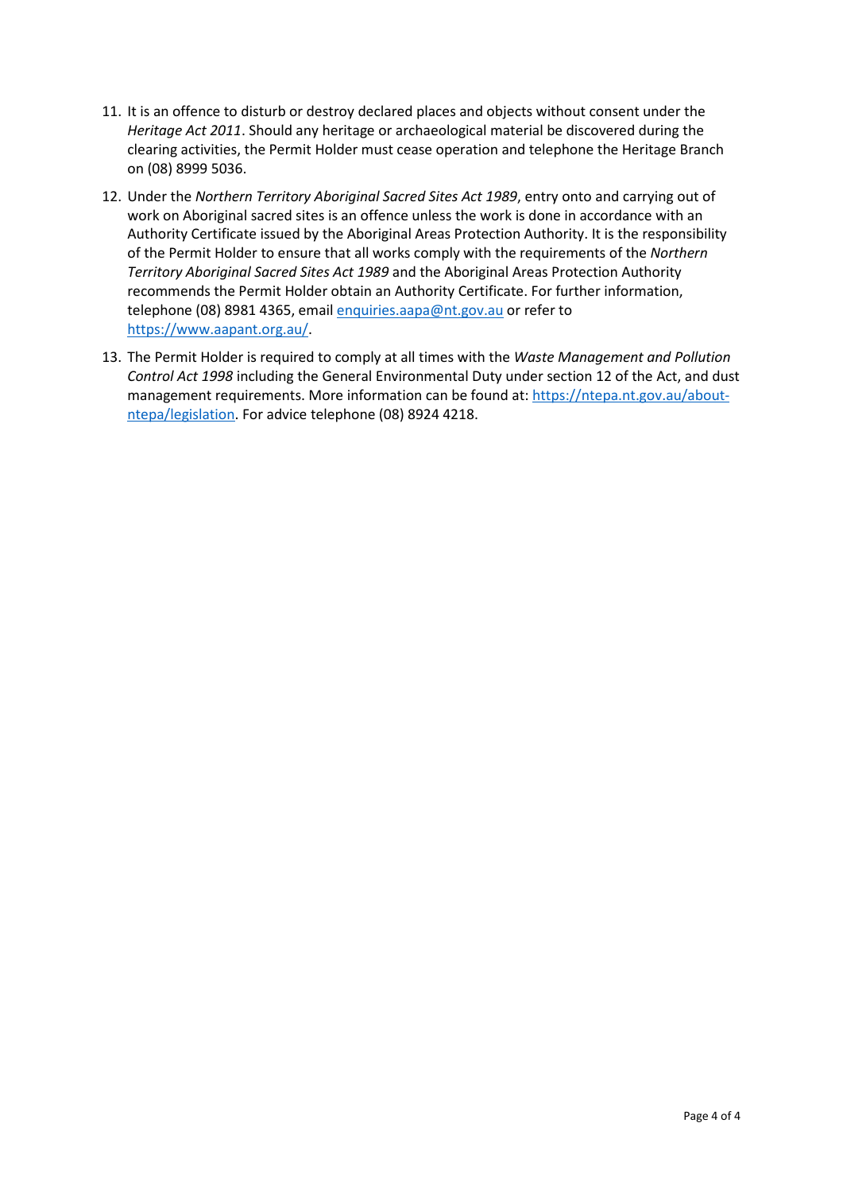11. It is an offence to disturb or destroy declared places and objects without consent under the *Heritage Act 2011*. Should any heritage or archaeological material be discovered during the clearing activities, the Permit Holder must cease operation and telephone the Heritage Branch on (08) 8999 5036.

12. Under the *Northern Territory Aboriginal Sacred Sites Act 1989*, entry onto and carrying out of work on Aboriginal sacred sites is an offence unless the work is done in accordance with an Authority Certificate issued by the Aboriginal Areas Protection Authority. It is the responsibility of the Permit Holder to ensure that all works comply with the requirements of the *Northern Territory Aboriginal Sacred Sites Act 1989* and the Aboriginal Areas Protection Authority recommends the Permit Holder obtain an Authority Certificate. For further information, telephone (08) 8981 4365, email enquiries.aapa@nt.gov.au or refer to https://www.aapant.org.au/.

13. The Permit Holder is required to comply at all times with the *Waste Management and Pollution Control Act 1998* including the General Environmental Duty under section 12 of the Act, and dust management requirements. More information can be found at: https://ntepa.nt.gov.au/about-ntepa/legislation. For advice telephone (08) 8924 4218.